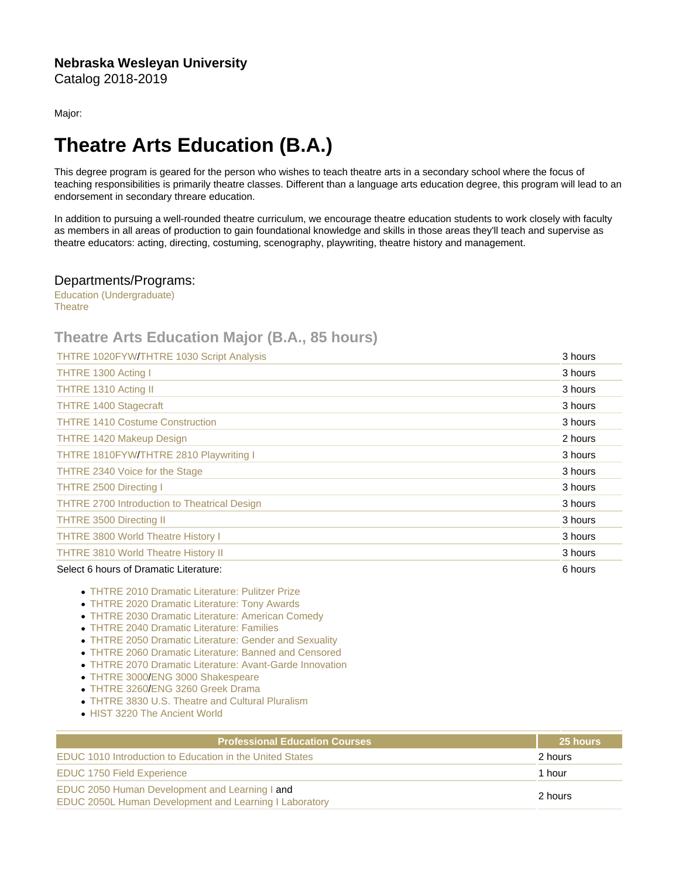**Nebraska Wesleyan University**
Catalog 2018-2019

Major:

# Theatre Arts Education (B.A.)

This degree program is geared for the person who wishes to teach theatre arts in a secondary school where the focus of teaching responsibilities is primarily theatre classes. Different than a language arts education degree, this program will lead to an endorsement in secondary threare education.

In addition to pursuing a well-rounded theatre curriculum, we encourage theatre education students to work closely with faculty as members in all areas of production to gain foundational knowledge and skills in those areas they'll teach and supervise as theatre educators: acting, directing, costuming, scenography, playwriting, theatre history and management.

## Departments/Programs:

Education (Undergraduate)
Theatre

## Theatre Arts Education Major (B.A., 85 hours)

| | |
|---|---|
| THTRE 1020FYW/THTRE 1030 Script Analysis | 3 hours |
| THTRE 1300 Acting I | 3 hours |
| THTRE 1310 Acting II | 3 hours |
| THTRE 1400 Stagecraft | 3 hours |
| THTRE 1410 Costume Construction | 3 hours |
| THTRE 1420 Makeup Design | 2 hours |
| THTRE 1810FYW/THTRE 2810 Playwriting I | 3 hours |
| THTRE 2340 Voice for the Stage | 3 hours |
| THTRE 2500 Directing I | 3 hours |
| THTRE 2700 Introduction to Theatrical Design | 3 hours |
| THTRE 3500 Directing II | 3 hours |
| THTRE 3800 World Theatre History I | 3 hours |
| THTRE 3810 World Theatre History II | 3 hours |
| Select 6 hours of Dramatic Literature: | 6 hours |

- THTRE 2010 Dramatic Literature: Pulitzer Prize
- THTRE 2020 Dramatic Literature: Tony Awards
- THTRE 2030 Dramatic Literature: American Comedy
- THTRE 2040 Dramatic Literature: Families
- THTRE 2050 Dramatic Literature: Gender and Sexuality
- THTRE 2060 Dramatic Literature: Banned and Censored
- THTRE 2070 Dramatic Literature: Avant-Garde Innovation
- THTRE 3000/ENG 3000 Shakespeare
- THTRE 3260/ENG 3260 Greek Drama
- THTRE 3830 U.S. Theatre and Cultural Pluralism
- HIST 3220 The Ancient World

| Professional Education Courses | 25 hours |
|---|---|
| EDUC 1010 Introduction to Education in the United States | 2 hours |
| EDUC 1750 Field Experience | 1 hour |
| EDUC 2050 Human Development and Learning I and EDUC 2050L Human Development and Learning I Laboratory | 2 hours |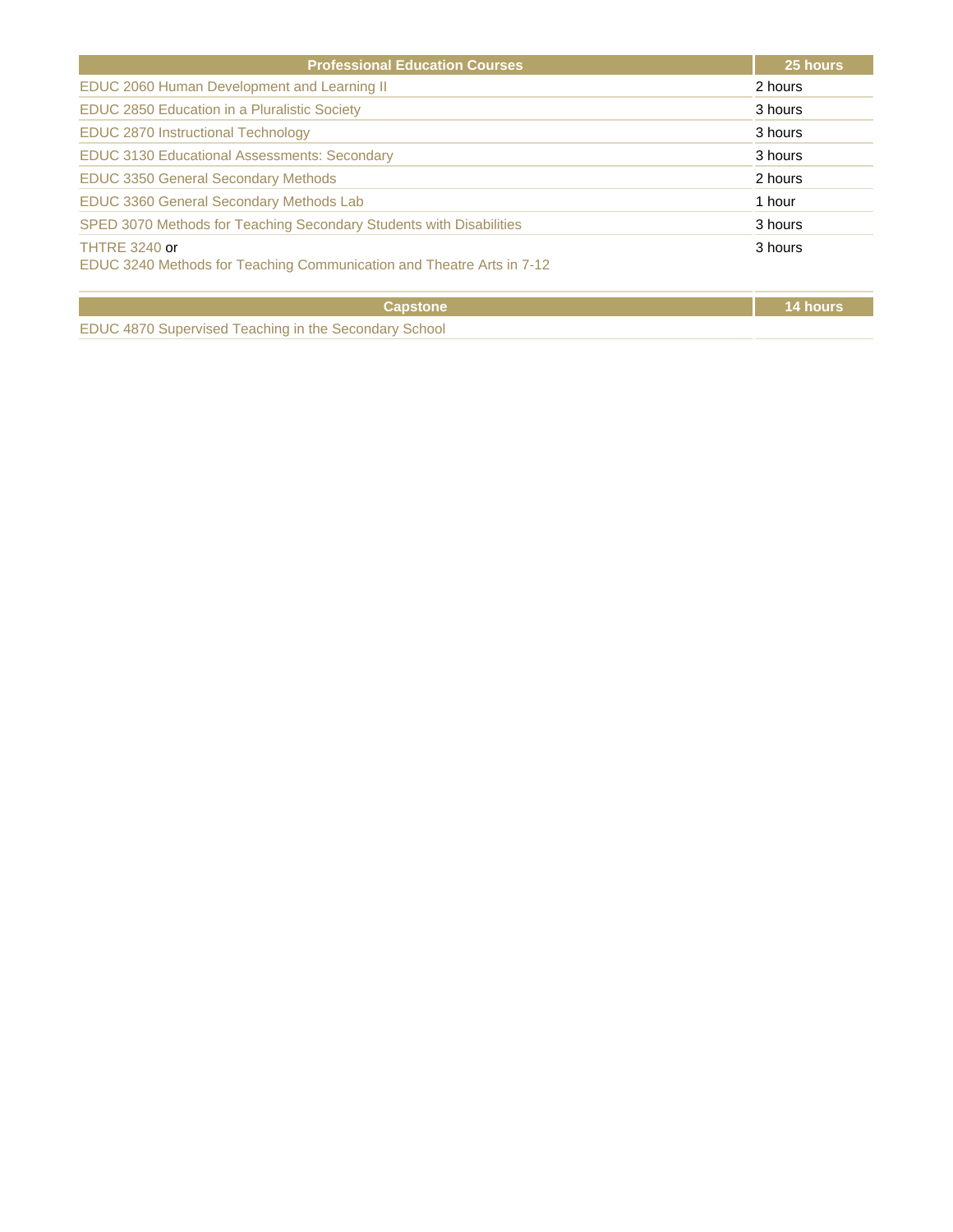| Professional Education Courses | 25 hours |
|---|---|
| EDUC 2060 Human Development and Learning II | 2 hours |
| EDUC 2850 Education in a Pluralistic Society | 3 hours |
| EDUC 2870 Instructional Technology | 3 hours |
| EDUC 3130 Educational Assessments: Secondary | 3 hours |
| EDUC 3350 General Secondary Methods | 2 hours |
| EDUC 3360 General Secondary Methods Lab | 1 hour |
| SPED 3070 Methods for Teaching Secondary Students with Disabilities | 3 hours |
| THTRE 3240 or EDUC 3240 Methods for Teaching Communication and Theatre Arts in 7-12 | 3 hours |

| Capstone | 14 hours |
|---|---|
| EDUC 4870 Supervised Teaching in the Secondary School | |